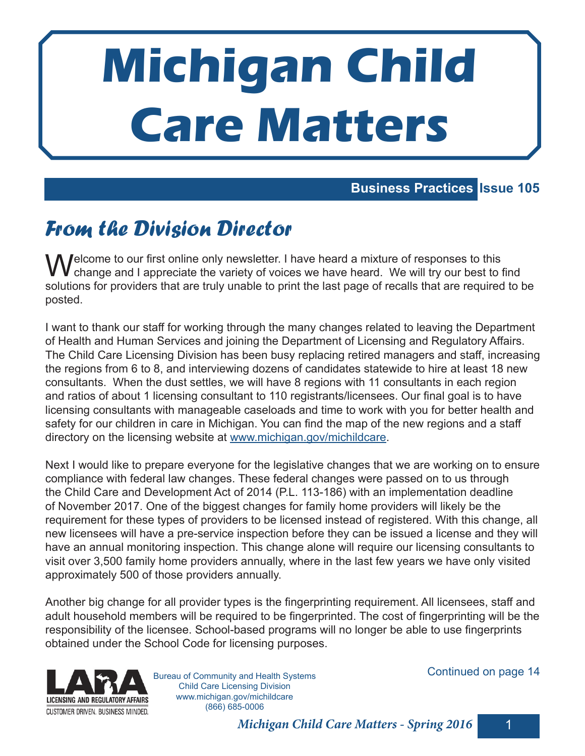# Michigan Child Care Matters

**Business Practices** **Issue 105**

## *From the Division Director*

Welcome to our first online only newsletter. I have heard a mixture of responses to this change and I appreciate the variety of voices we have heard. We will try our best to find solutions for providers that are truly unable to print the last page of recalls that are required to be posted.

I want to thank our staff for working through the many changes related to leaving the Department of Health and Human Services and joining the Department of Licensing and Regulatory Affairs. The Child Care Licensing Division has been busy replacing retired managers and staff, increasing the regions from 6 to 8, and interviewing dozens of candidates statewide to hire at least 18 new consultants. When the dust settles, we will have 8 regions with 11 consultants in each region and ratios of about 1 licensing consultant to 110 registrants/licensees. Our final goal is to have licensing consultants with manageable caseloads and time to work with you for better health and safety for our children in care in Michigan. You can find the map of the new regions and a staff directory on the licensing website at www.michigan.gov/michildcare.

Next I would like to prepare everyone for the legislative changes that we are working on to ensure compliance with federal law changes. These federal changes were passed on to us through the Child Care and Development Act of 2014 (P.L. 113-186) with an implementation deadline of November 2017. One of the biggest changes for family home providers will likely be the requirement for these types of providers to be licensed instead of registered. With this change, all new licensees will have a pre-service inspection before they can be issued a license and they will have an annual monitoring inspection. This change alone will require our licensing consultants to visit over 3,500 family home providers annually, where in the last few years we have only visited approximately 500 of those providers annually.

Another big change for all provider types is the fingerprinting requirement. All licensees, staff and adult household members will be required to be fingerprinted. The cost of fingerprinting will be the responsibility of the licensee. School-based programs will no longer be able to use fingerprints obtained under the School Code for licensing purposes.

Continued on page 14

LARA — Licensing and Regulatory Affairs — Customer Driven. Business Minded.

Bureau of Community and Health Systems
Child Care Licensing Division
www.michigan.gov/michildcare
(866) 685-0006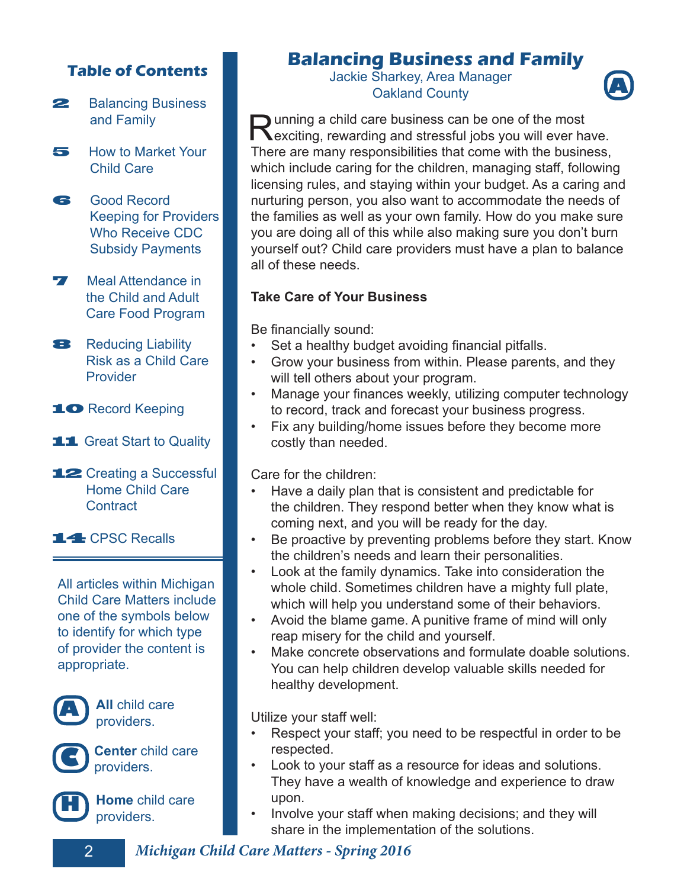## Table of Contents

**2** Balancing Business and Family

**5** How to Market Your Child Care

**6** Good Record Keeping for Providers Who Receive CDC Subsidy Payments

**7** Meal Attendance in the Child and Adult Care Food Program

**8** Reducing Liability Risk as a Child Care Provider

**10** Record Keeping

**11** Great Start to Quality

**12** Creating a Successful Home Child Care Contract

**14** CPSC Recalls

All articles within Michigan Child Care Matters include one of the symbols below to identify for which type of provider the content is appropriate.

**A** – **All** child care providers.

**C** – **Center** child care providers.

**H** – **Home** child care providers.

# Balancing Business and Family

Jackie Sharkey, Area Manager
Oakland County

**A**

Running a child care business can be one of the most exciting, rewarding and stressful jobs you will ever have. There are many responsibilities that come with the business, which include caring for the children, managing staff, following licensing rules, and staying within your budget. As a caring and nurturing person, you also want to accommodate the needs of the families as well as your own family. How do you make sure you are doing all of this while also making sure you don't burn yourself out? Child care providers must have a plan to balance all of these needs.

**Take Care of Your Business**

Be financially sound:

- Set a healthy budget avoiding financial pitfalls.
- Grow your business from within. Please parents, and they will tell others about your program.
- Manage your finances weekly, utilizing computer technology to record, track and forecast your business progress.
- Fix any building/home issues before they become more costly than needed.

Care for the children:

- Have a daily plan that is consistent and predictable for the children. They respond better when they know what is coming next, and you will be ready for the day.
- Be proactive by preventing problems before they start. Know the children's needs and learn their personalities.
- Look at the family dynamics. Take into consideration the whole child. Sometimes children have a mighty full plate, which will help you understand some of their behaviors.
- Avoid the blame game. A punitive frame of mind will only reap misery for the child and yourself.
- Make concrete observations and formulate doable solutions. You can help children develop valuable skills needed for healthy development.

Utilize your staff well:

- Respect your staff; you need to be respectful in order to be respected.
- Look to your staff as a resource for ideas and solutions. They have a wealth of knowledge and experience to draw upon.
- Involve your staff when making decisions; and they will share in the implementation of the solutions.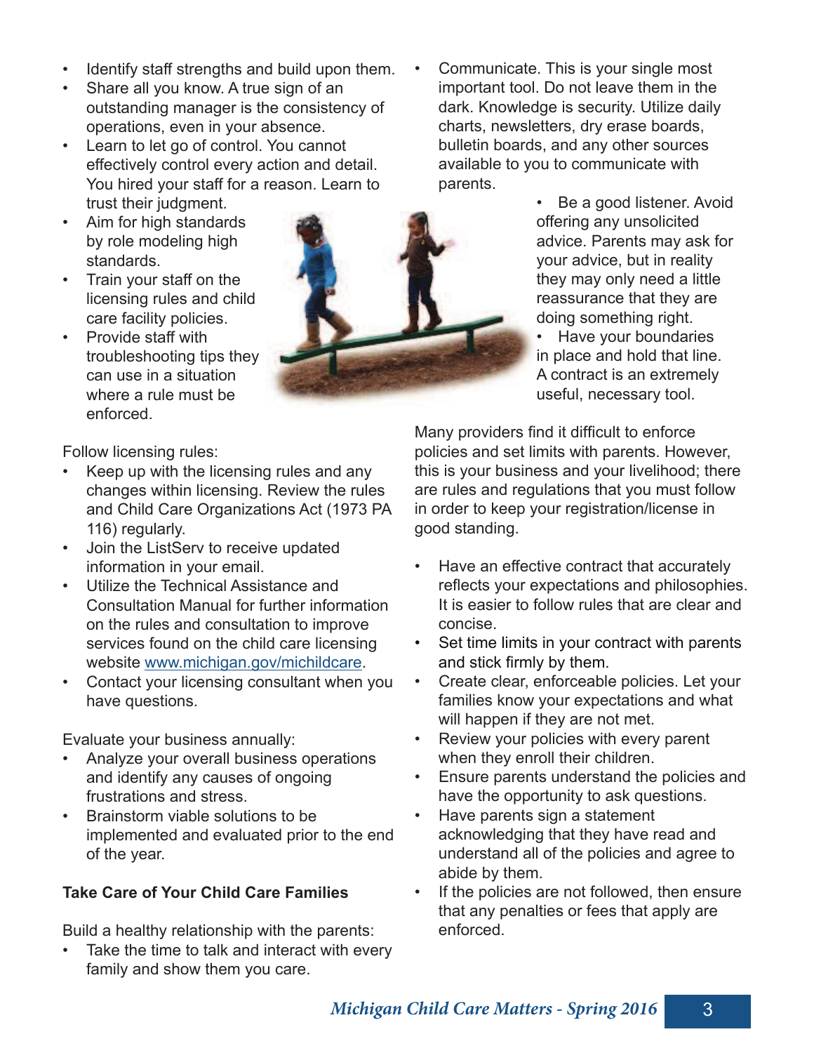- Identify staff strengths and build upon them.
- Share all you know. A true sign of an outstanding manager is the consistency of operations, even in your absence.
- Learn to let go of control. You cannot effectively control every action and detail. You hired your staff for a reason. Learn to trust their judgment.
- Aim for high standards by role modeling high standards.
- Train your staff on the licensing rules and child care facility policies.
- Provide staff with troubleshooting tips they can use in a situation where a rule must be enforced.

Follow licensing rules:

- Keep up with the licensing rules and any changes within licensing. Review the rules and Child Care Organizations Act (1973 PA 116) regularly.
- Join the ListServ to receive updated information in your email.
- Utilize the Technical Assistance and Consultation Manual for further information on the rules and consultation to improve services found on the child care licensing website [www.michigan.gov/michildcare](http://www.michigan.gov/michildcare).
- Contact your licensing consultant when you have questions.

Evaluate your business annually:

- Analyze your overall business operations and identify any causes of ongoing frustrations and stress.
- Brainstorm viable solutions to be implemented and evaluated prior to the end of the year.

**Take Care of Your Child Care Families**

Build a healthy relationship with the parents:

- Take the time to talk and interact with every family and show them you care.
- Communicate. This is your single most important tool. Do not leave them in the dark. Knowledge is security. Utilize daily charts, newsletters, dry erase boards, bulletin boards, and any other sources available to you to communicate with parents.
- Be a good listener. Avoid offering any unsolicited advice. Parents may ask for your advice, but in reality they may only need a little reassurance that they are doing something right.
- Have your boundaries in place and hold that line. A contract is an extremely useful, necessary tool.

Many providers find it difficult to enforce policies and set limits with parents. However, this is your business and your livelihood; there are rules and regulations that you must follow in order to keep your registration/license in good standing.

- Have an effective contract that accurately reflects your expectations and philosophies. It is easier to follow rules that are clear and concise.
- Set time limits in your contract with parents and stick firmly by them.
- Create clear, enforceable policies. Let your families know your expectations and what will happen if they are not met.
- Review your policies with every parent when they enroll their children.
- Ensure parents understand the policies and have the opportunity to ask questions.
- Have parents sign a statement acknowledging that they have read and understand all of the policies and agree to abide by them.
- If the policies are not followed, then ensure that any penalties or fees that apply are enforced.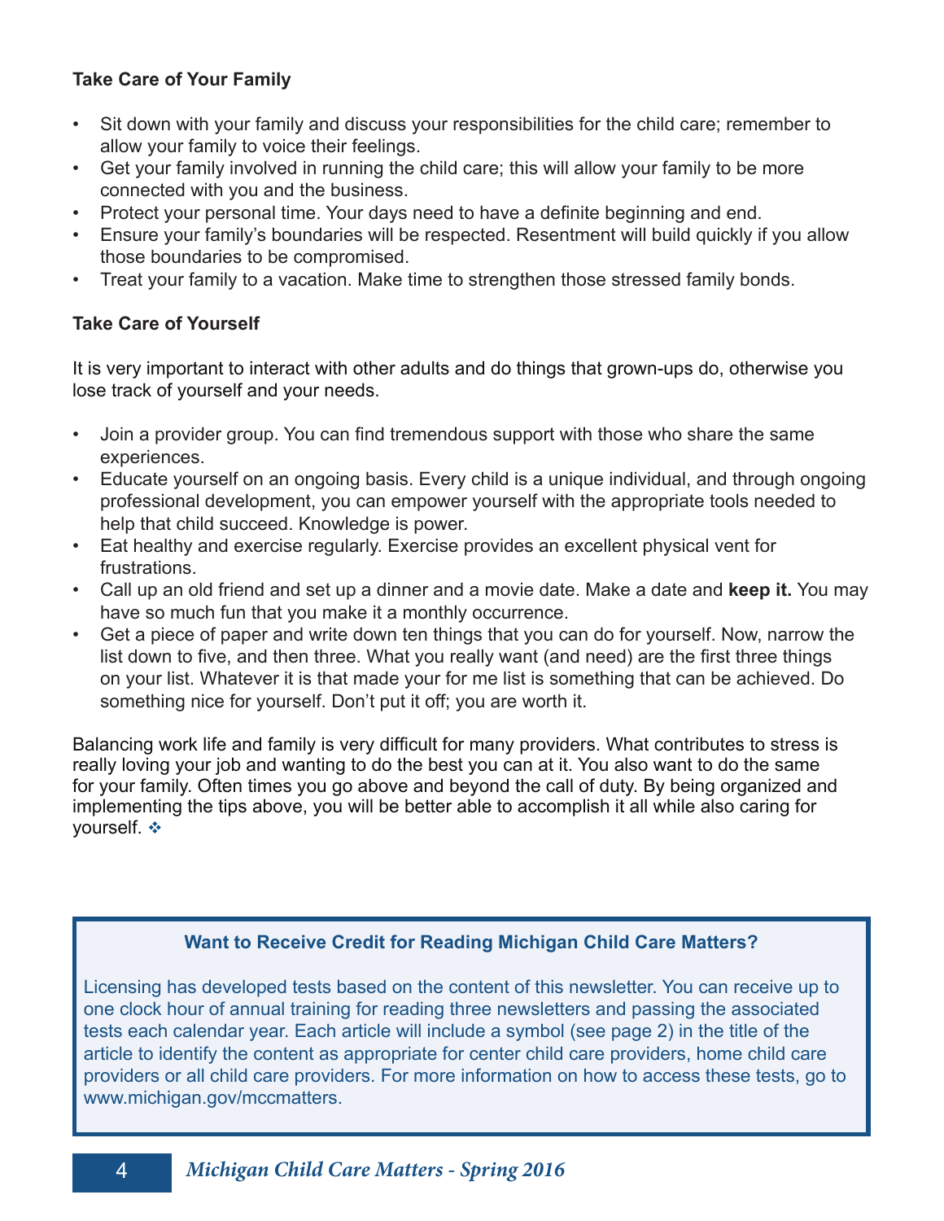**Take Care of Your Family**

- Sit down with your family and discuss your responsibilities for the child care; remember to allow your family to voice their feelings.
- Get your family involved in running the child care; this will allow your family to be more connected with you and the business.
- Protect your personal time. Your days need to have a definite beginning and end.
- Ensure your family's boundaries will be respected. Resentment will build quickly if you allow those boundaries to be compromised.
- Treat your family to a vacation. Make time to strengthen those stressed family bonds.

**Take Care of Yourself**

It is very important to interact with other adults and do things that grown-ups do, otherwise you lose track of yourself and your needs.

- Join a provider group. You can find tremendous support with those who share the same experiences.
- Educate yourself on an ongoing basis. Every child is a unique individual, and through ongoing professional development, you can empower yourself with the appropriate tools needed to help that child succeed. Knowledge is power.
- Eat healthy and exercise regularly. Exercise provides an excellent physical vent for frustrations.
- Call up an old friend and set up a dinner and a movie date. Make a date and **keep it.** You may have so much fun that you make it a monthly occurrence.
- Get a piece of paper and write down ten things that you can do for yourself. Now, narrow the list down to five, and then three. What you really want (and need) are the first three things on your list. Whatever it is that made your for me list is something that can be achieved. Do something nice for yourself. Don't put it off; you are worth it.

Balancing work life and family is very difficult for many providers. What contributes to stress is really loving your job and wanting to do the best you can at it. You also want to do the same for your family. Often times you go above and beyond the call of duty. By being organized and implementing the tips above, you will be better able to accomplish it all while also caring for yourself. ❖

**Want to Receive Credit for Reading Michigan Child Care Matters?**

Licensing has developed tests based on the content of this newsletter. You can receive up to one clock hour of annual training for reading three newsletters and passing the associated tests each calendar year. Each article will include a symbol (see page 2) in the title of the article to identify the content as appropriate for center child care providers, home child care providers or all child care providers. For more information on how to access these tests, go to www.michigan.gov/mccmatters.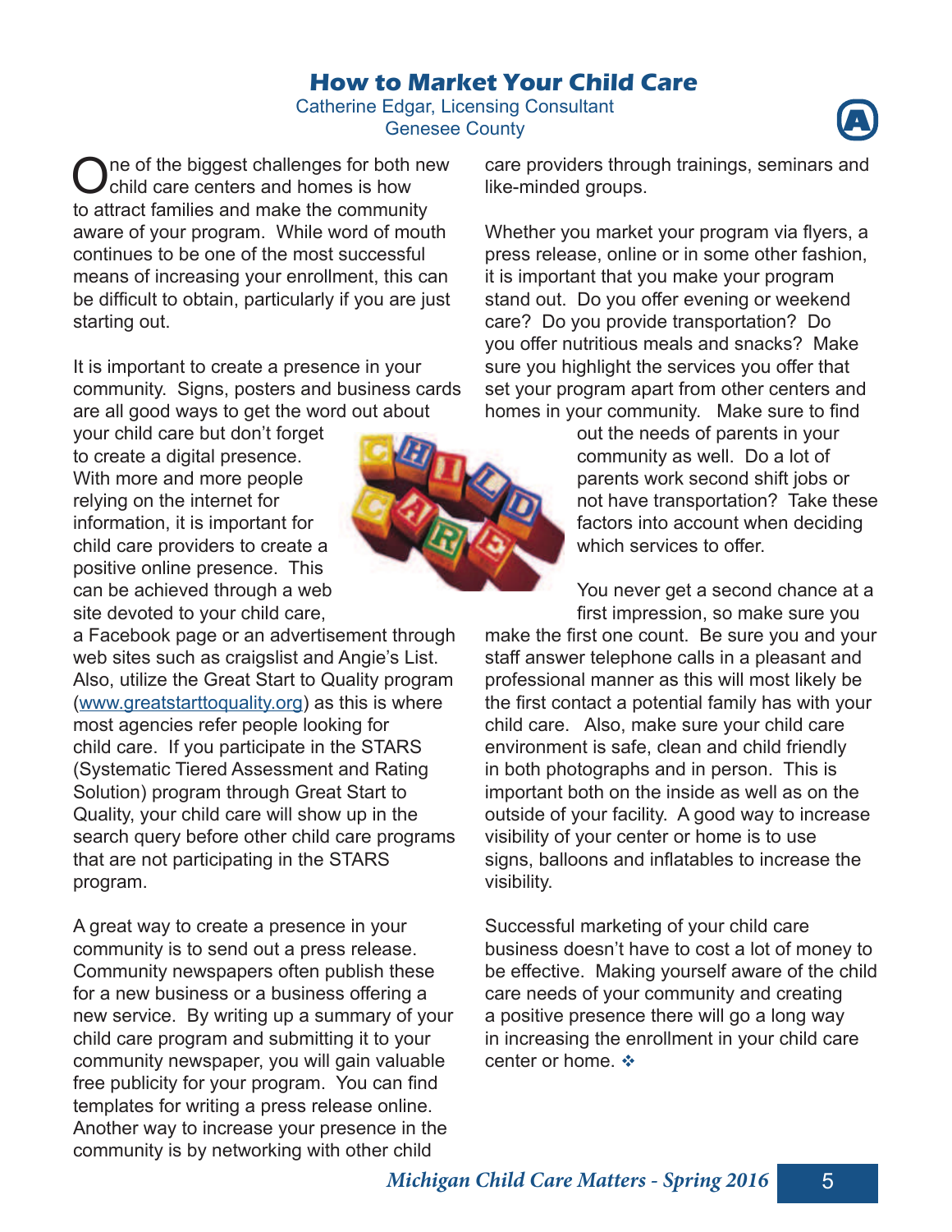# How to Market Your Child Care

Catherine Edgar, Licensing Consultant
Genesee County

One of the biggest challenges for both new child care centers and homes is how to attract families and make the community aware of your program. While word of mouth continues to be one of the most successful means of increasing your enrollment, this can be difficult to obtain, particularly if you are just starting out.

It is important to create a presence in your community. Signs, posters and business cards are all good ways to get the word out about your child care but don't forget to create a digital presence. With more and more people relying on the internet for information, it is important for child care providers to create a positive online presence. This can be achieved through a web site devoted to your child care, a Facebook page or an advertisement through web sites such as craigslist and Angie's List. Also, utilize the Great Start to Quality program (www.greatstarttoquality.org) as this is where most agencies refer people looking for child care. If you participate in the STARS (Systematic Tiered Assessment and Rating Solution) program through Great Start to Quality, your child care will show up in the search query before other child care programs that are not participating in the STARS program.

A great way to create a presence in your community is to send out a press release. Community newspapers often publish these for a new business or a business offering a new service. By writing up a summary of your child care program and submitting it to your community newspaper, you will gain valuable free publicity for your program. You can find templates for writing a press release online. Another way to increase your presence in the community is by networking with other child care providers through trainings, seminars and like-minded groups.

Whether you market your program via flyers, a press release, online or in some other fashion, it is important that you make your program stand out. Do you offer evening or weekend care? Do you provide transportation? Do you offer nutritious meals and snacks? Make sure you highlight the services you offer that set your program apart from other centers and homes in your community. Make sure to find out the needs of parents in your community as well. Do a lot of parents work second shift jobs or not have transportation? Take these factors into account when deciding which services to offer.

You never get a second chance at a first impression, so make sure you make the first one count. Be sure you and your staff answer telephone calls in a pleasant and professional manner as this will most likely be the first contact a potential family has with your child care. Also, make sure your child care environment is safe, clean and child friendly in both photographs and in person. This is important both on the inside as well as on the outside of your facility. A good way to increase visibility of your center or home is to use signs, balloons and inflatables to increase the visibility.

Successful marketing of your child care business doesn't have to cost a lot of money to be effective. Making yourself aware of the child care needs of your community and creating a positive presence there will go a long way in increasing the enrollment in your child care center or home. ❖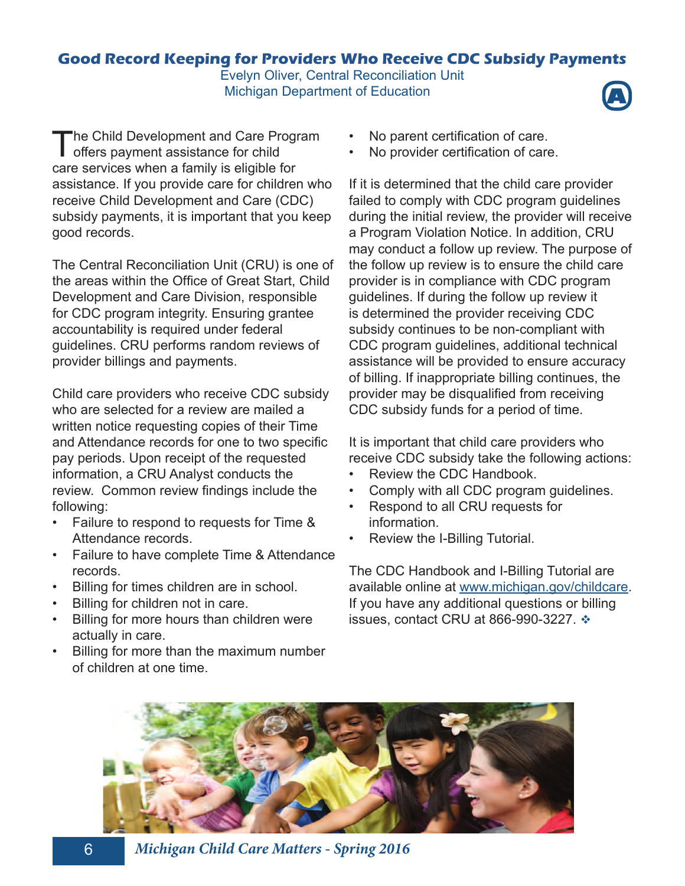## Good Record Keeping for Providers Who Receive CDC Subsidy Payments

Evelyn Oliver, Central Reconciliation Unit
Michigan Department of Education

The Child Development and Care Program offers payment assistance for child care services when a family is eligible for assistance. If you provide care for children who receive Child Development and Care (CDC) subsidy payments, it is important that you keep good records.

The Central Reconciliation Unit (CRU) is one of the areas within the Office of Great Start, Child Development and Care Division, responsible for CDC program integrity. Ensuring grantee accountability is required under federal guidelines. CRU performs random reviews of provider billings and payments.

Child care providers who receive CDC subsidy who are selected for a review are mailed a written notice requesting copies of their Time and Attendance records for one to two specific pay periods. Upon receipt of the requested information, a CRU Analyst conducts the review. Common review findings include the following:

- Failure to respond to requests for Time & Attendance records.
- Failure to have complete Time & Attendance records.
- Billing for times children are in school.
- Billing for children not in care.
- Billing for more hours than children were actually in care.
- Billing for more than the maximum number of children at one time.
- No parent certification of care.
- No provider certification of care.

If it is determined that the child care provider failed to comply with CDC program guidelines during the initial review, the provider will receive a Program Violation Notice. In addition, CRU may conduct a follow up review. The purpose of the follow up review is to ensure the child care provider is in compliance with CDC program guidelines. If during the follow up review it is determined the provider receiving CDC subsidy continues to be non-compliant with CDC program guidelines, additional technical assistance will be provided to ensure accuracy of billing. If inappropriate billing continues, the provider may be disqualified from receiving CDC subsidy funds for a period of time.

It is important that child care providers who receive CDC subsidy take the following actions:

- Review the CDC Handbook.
- Comply with all CDC program guidelines.
- Respond to all CRU requests for information.
- Review the I-Billing Tutorial.

The CDC Handbook and I-Billing Tutorial are available online at www.michigan.gov/childcare. If you have any additional questions or billing issues, contact CRU at 866-990-3227. ❖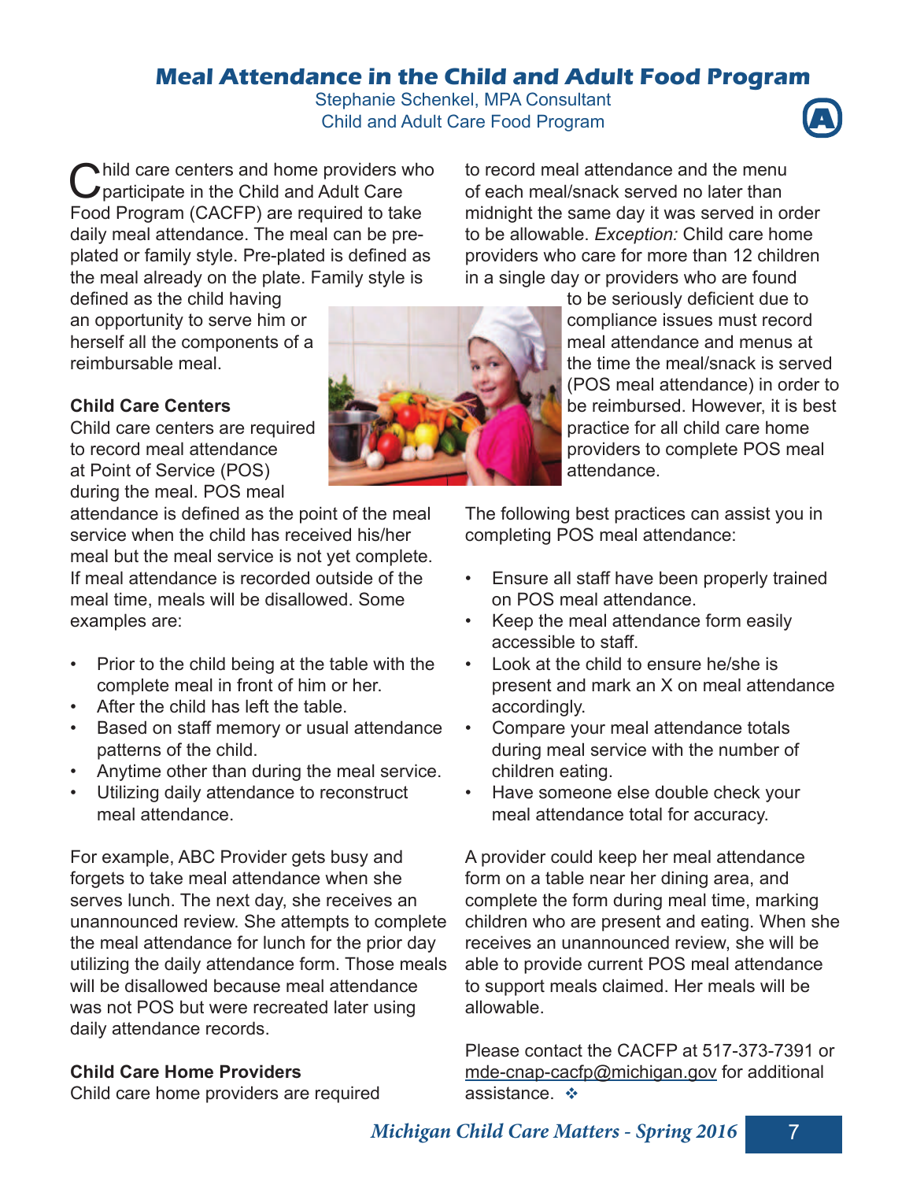# Meal Attendance in the Child and Adult Food Program

Stephanie Schenkel, MPA Consultant
Child and Adult Care Food Program

Child care centers and home providers who participate in the Child and Adult Care Food Program (CACFP) are required to take daily meal attendance. The meal can be pre-plated or family style. Pre-plated is defined as the meal already on the plate. Family style is defined as the child having an opportunity to serve him or herself all the components of a reimbursable meal.

**Child Care Centers**

Child care centers are required to record meal attendance at Point of Service (POS) during the meal. POS meal attendance is defined as the point of the meal service when the child has received his/her meal but the meal service is not yet complete. If meal attendance is recorded outside of the meal time, meals will be disallowed. Some examples are:

- Prior to the child being at the table with the complete meal in front of him or her.
- After the child has left the table.
- Based on staff memory or usual attendance patterns of the child.
- Anytime other than during the meal service.
- Utilizing daily attendance to reconstruct meal attendance.

For example, ABC Provider gets busy and forgets to take meal attendance when she serves lunch. The next day, she receives an unannounced review. She attempts to complete the meal attendance for lunch for the prior day utilizing the daily attendance form. Those meals will be disallowed because meal attendance was not POS but were recreated later using daily attendance records.

**Child Care Home Providers**

Child care home providers are required to record meal attendance and the menu of each meal/snack served no later than midnight the same day it was served in order to be allowable. *Exception:* Child care home providers who care for more than 12 children in a single day or providers who are found to be seriously deficient due to compliance issues must record meal attendance and menus at the time the meal/snack is served (POS meal attendance) in order to be reimbursed. However, it is best practice for all child care home providers to complete POS meal attendance.

The following best practices can assist you in completing POS meal attendance:

- Ensure all staff have been properly trained on POS meal attendance.
- Keep the meal attendance form easily accessible to staff.
- Look at the child to ensure he/she is present and mark an X on meal attendance accordingly.
- Compare your meal attendance totals during meal service with the number of children eating.
- Have someone else double check your meal attendance total for accuracy.

A provider could keep her meal attendance form on a table near her dining area, and complete the form during meal time, marking children who are present and eating. When she receives an unannounced review, she will be able to provide current POS meal attendance to support meals claimed. Her meals will be allowable.

Please contact the CACFP at 517-373-7391 or mde-cnap-cacfp@michigan.gov for additional assistance. ❖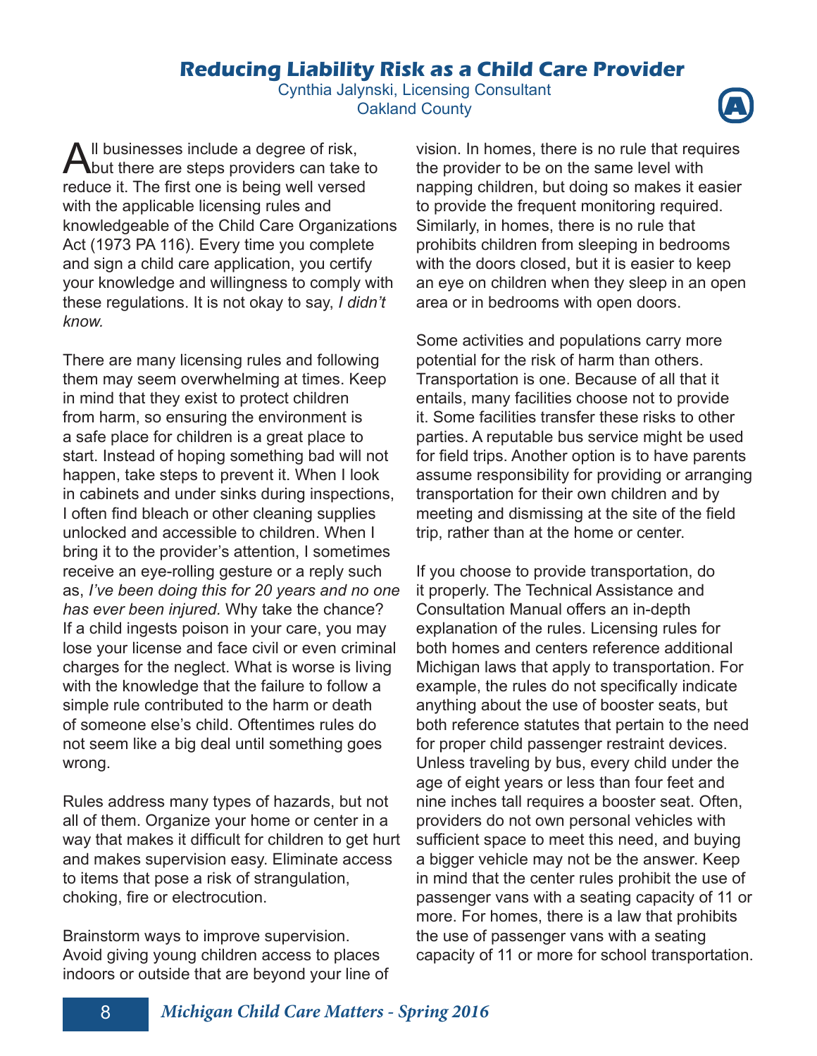# Reducing Liability Risk as a Child Care Provider

Cynthia Jalynski, Licensing Consultant
Oakland County

All businesses include a degree of risk, but there are steps providers can take to reduce it. The first one is being well versed with the applicable licensing rules and knowledgeable of the Child Care Organizations Act (1973 PA 116). Every time you complete and sign a child care application, you certify your knowledge and willingness to comply with these regulations. It is not okay to say, *I didn't know.*

There are many licensing rules and following them may seem overwhelming at times. Keep in mind that they exist to protect children from harm, so ensuring the environment is a safe place for children is a great place to start. Instead of hoping something bad will not happen, take steps to prevent it. When I look in cabinets and under sinks during inspections, I often find bleach or other cleaning supplies unlocked and accessible to children. When I bring it to the provider's attention, I sometimes receive an eye-rolling gesture or a reply such as, *I've been doing this for 20 years and no one has ever been injured.* Why take the chance? If a child ingests poison in your care, you may lose your license and face civil or even criminal charges for the neglect. What is worse is living with the knowledge that the failure to follow a simple rule contributed to the harm or death of someone else's child. Oftentimes rules do not seem like a big deal until something goes wrong.

Rules address many types of hazards, but not all of them. Organize your home or center in a way that makes it difficult for children to get hurt and makes supervision easy. Eliminate access to items that pose a risk of strangulation, choking, fire or electrocution.

Brainstorm ways to improve supervision. Avoid giving young children access to places indoors or outside that are beyond your line of vision. In homes, there is no rule that requires the provider to be on the same level with napping children, but doing so makes it easier to provide the frequent monitoring required. Similarly, in homes, there is no rule that prohibits children from sleeping in bedrooms with the doors closed, but it is easier to keep an eye on children when they sleep in an open area or in bedrooms with open doors.

Some activities and populations carry more potential for the risk of harm than others. Transportation is one. Because of all that it entails, many facilities choose not to provide it. Some facilities transfer these risks to other parties. A reputable bus service might be used for field trips. Another option is to have parents assume responsibility for providing or arranging transportation for their own children and by meeting and dismissing at the site of the field trip, rather than at the home or center.

If you choose to provide transportation, do it properly. The Technical Assistance and Consultation Manual offers an in-depth explanation of the rules. Licensing rules for both homes and centers reference additional Michigan laws that apply to transportation. For example, the rules do not specifically indicate anything about the use of booster seats, but both reference statutes that pertain to the need for proper child passenger restraint devices. Unless traveling by bus, every child under the age of eight years or less than four feet and nine inches tall requires a booster seat. Often, providers do not own personal vehicles with sufficient space to meet this need, and buying a bigger vehicle may not be the answer. Keep in mind that the center rules prohibit the use of passenger vans with a seating capacity of 11 or more. For homes, there is a law that prohibits the use of passenger vans with a seating capacity of 11 or more for school transportation.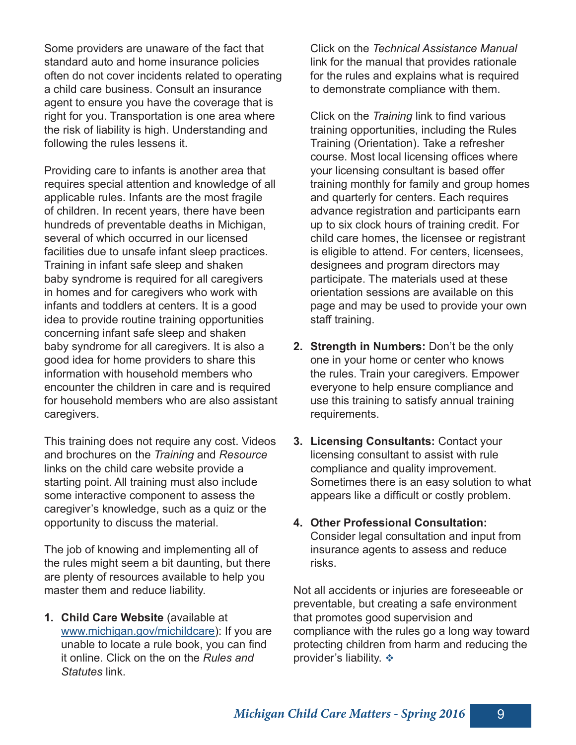Some providers are unaware of the fact that standard auto and home insurance policies often do not cover incidents related to operating a child care business. Consult an insurance agent to ensure you have the coverage that is right for you. Transportation is one area where the risk of liability is high. Understanding and following the rules lessens it.

Providing care to infants is another area that requires special attention and knowledge of all applicable rules. Infants are the most fragile of children. In recent years, there have been hundreds of preventable deaths in Michigan, several of which occurred in our licensed facilities due to unsafe infant sleep practices. Training in infant safe sleep and shaken baby syndrome is required for all caregivers in homes and for caregivers who work with infants and toddlers at centers. It is a good idea to provide routine training opportunities concerning infant safe sleep and shaken baby syndrome for all caregivers. It is also a good idea for home providers to share this information with household members who encounter the children in care and is required for household members who are also assistant caregivers.

This training does not require any cost. Videos and brochures on the *Training* and *Resource* links on the child care website provide a starting point. All training must also include some interactive component to assess the caregiver's knowledge, such as a quiz or the opportunity to discuss the material.

The job of knowing and implementing all of the rules might seem a bit daunting, but there are plenty of resources available to help you master them and reduce liability.

1. **Child Care Website** (available at [www.michigan.gov/michildcare](www.michigan.gov/michildcare)): If you are unable to locate a rule book, you can find it online. Click on the on the *Rules and Statutes* link.

   Click on the *Technical Assistance Manual* link for the manual that provides rationale for the rules and explains what is required to demonstrate compliance with them.

   Click on the *Training* link to find various training opportunities, including the Rules Training (Orientation). Take a refresher course. Most local licensing offices where your licensing consultant is based offer training monthly for family and group homes and quarterly for centers. Each requires advance registration and participants earn up to six clock hours of training credit. For child care homes, the licensee or registrant is eligible to attend. For centers, licensees, designees and program directors may participate. The materials used at these orientation sessions are available on this page and may be used to provide your own staff training.

2. **Strength in Numbers:** Don't be the only one in your home or center who knows the rules. Train your caregivers. Empower everyone to help ensure compliance and use this training to satisfy annual training requirements.

3. **Licensing Consultants:** Contact your licensing consultant to assist with rule compliance and quality improvement. Sometimes there is an easy solution to what appears like a difficult or costly problem.

4. **Other Professional Consultation:** Consider legal consultation and input from insurance agents to assess and reduce risks.

Not all accidents or injuries are foreseeable or preventable, but creating a safe environment that promotes good supervision and compliance with the rules go a long way toward protecting children from harm and reducing the provider's liability. ❖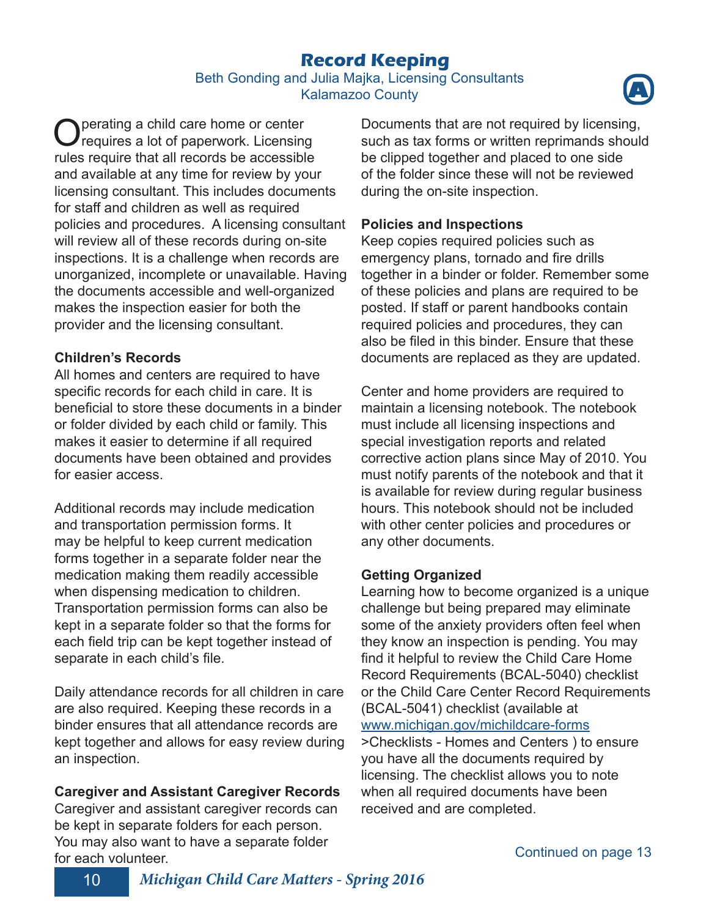# Record Keeping

Beth Gonding and Julia Majka, Licensing Consultants
Kalamazoo County

Operating a child care home or center requires a lot of paperwork. Licensing rules require that all records be accessible and available at any time for review by your licensing consultant. This includes documents for staff and children as well as required policies and procedures. A licensing consultant will review all of these records during on-site inspections. It is a challenge when records are unorganized, incomplete or unavailable. Having the documents accessible and well-organized makes the inspection easier for both the provider and the licensing consultant.

**Children's Records**

All homes and centers are required to have specific records for each child in care. It is beneficial to store these documents in a binder or folder divided by each child or family. This makes it easier to determine if all required documents have been obtained and provides for easier access.

Additional records may include medication and transportation permission forms. It may be helpful to keep current medication forms together in a separate folder near the medication making them readily accessible when dispensing medication to children. Transportation permission forms can also be kept in a separate folder so that the forms for each field trip can be kept together instead of separate in each child's file.

Daily attendance records for all children in care are also required. Keeping these records in a binder ensures that all attendance records are kept together and allows for easy review during an inspection.

**Caregiver and Assistant Caregiver Records**

Caregiver and assistant caregiver records can be kept in separate folders for each person. You may also want to have a separate folder for each volunteer. Documents that are not required by licensing, such as tax forms or written reprimands should be clipped together and placed to one side of the folder since these will not be reviewed during the on-site inspection.

**Policies and Inspections**

Keep copies required policies such as emergency plans, tornado and fire drills together in a binder or folder. Remember some of these policies and plans are required to be posted. If staff or parent handbooks contain required policies and procedures, they can also be filed in this binder. Ensure that these documents are replaced as they are updated.

Center and home providers are required to maintain a licensing notebook. The notebook must include all licensing inspections and special investigation reports and related corrective action plans since May of 2010. You must notify parents of the notebook and that it is available for review during regular business hours. This notebook should not be included with other center policies and procedures or any other documents.

**Getting Organized**

Learning how to become organized is a unique challenge but being prepared may eliminate some of the anxiety providers often feel when they know an inspection is pending. You may find it helpful to review the Child Care Home Record Requirements (BCAL-5040) checklist or the Child Care Center Record Requirements (BCAL-5041) checklist (available at www.michigan.gov/michildcare-forms >Checklists - Homes and Centers ) to ensure you have all the documents required by licensing. The checklist allows you to note when all required documents have been received and are completed.

Continued on page 13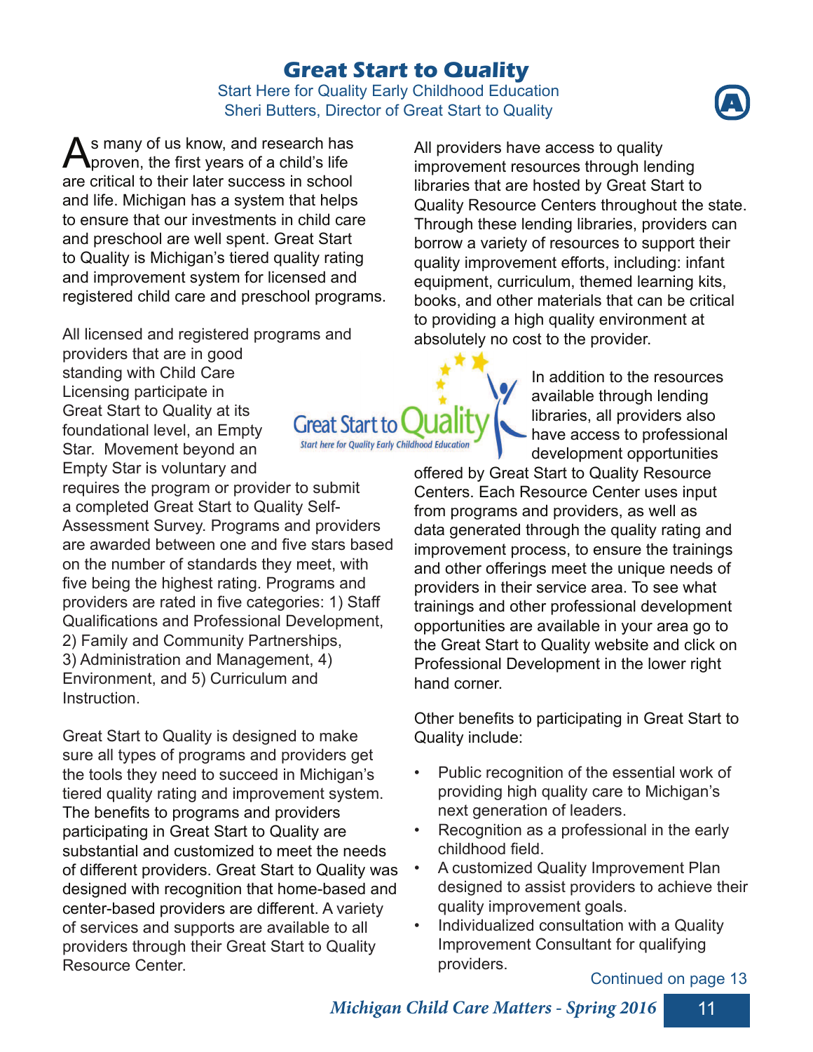# Great Start to Quality

Start Here for Quality Early Childhood Education
Sheri Butters, Director of Great Start to Quality

As many of us know, and research has proven, the first years of a child's life are critical to their later success in school and life. Michigan has a system that helps to ensure that our investments in child care and preschool are well spent. Great Start to Quality is Michigan's tiered quality rating and improvement system for licensed and registered child care and preschool programs.

All licensed and registered programs and providers that are in good standing with Child Care Licensing participate in Great Start to Quality at its foundational level, an Empty Star. Movement beyond an Empty Star is voluntary and requires the program or provider to submit a completed Great Start to Quality Self-Assessment Survey. Programs and providers are awarded between one and five stars based on the number of standards they meet, with five being the highest rating. Programs and providers are rated in five categories: 1) Staff Qualifications and Professional Development, 2) Family and Community Partnerships, 3) Administration and Management, 4) Environment, and 5) Curriculum and Instruction.

Great Start to Quality is designed to make sure all types of programs and providers get the tools they need to succeed in Michigan's tiered quality rating and improvement system. The benefits to programs and providers participating in Great Start to Quality are substantial and customized to meet the needs of different providers. Great Start to Quality was designed with recognition that home-based and center-based providers are different. A variety of services and supports are available to all providers through their Great Start to Quality Resource Center.

All providers have access to quality improvement resources through lending libraries that are hosted by Great Start to Quality Resource Centers throughout the state. Through these lending libraries, providers can borrow a variety of resources to support their quality improvement efforts, including: infant equipment, curriculum, themed learning kits, books, and other materials that can be critical to providing a high quality environment at absolutely no cost to the provider.

In addition to the resources available through lending libraries, all providers also have access to professional development opportunities offered by Great Start to Quality Resource Centers. Each Resource Center uses input from programs and providers, as well as data generated through the quality rating and improvement process, to ensure the trainings and other offerings meet the unique needs of providers in their service area. To see what trainings and other professional development opportunities are available in your area go to the Great Start to Quality website and click on Professional Development in the lower right hand corner.

Other benefits to participating in Great Start to Quality include:

- Public recognition of the essential work of providing high quality care to Michigan's next generation of leaders.
- Recognition as a professional in the early childhood field.
- A customized Quality Improvement Plan designed to assist providers to achieve their quality improvement goals.
- Individualized consultation with a Quality Improvement Consultant for qualifying providers.

Continued on page 13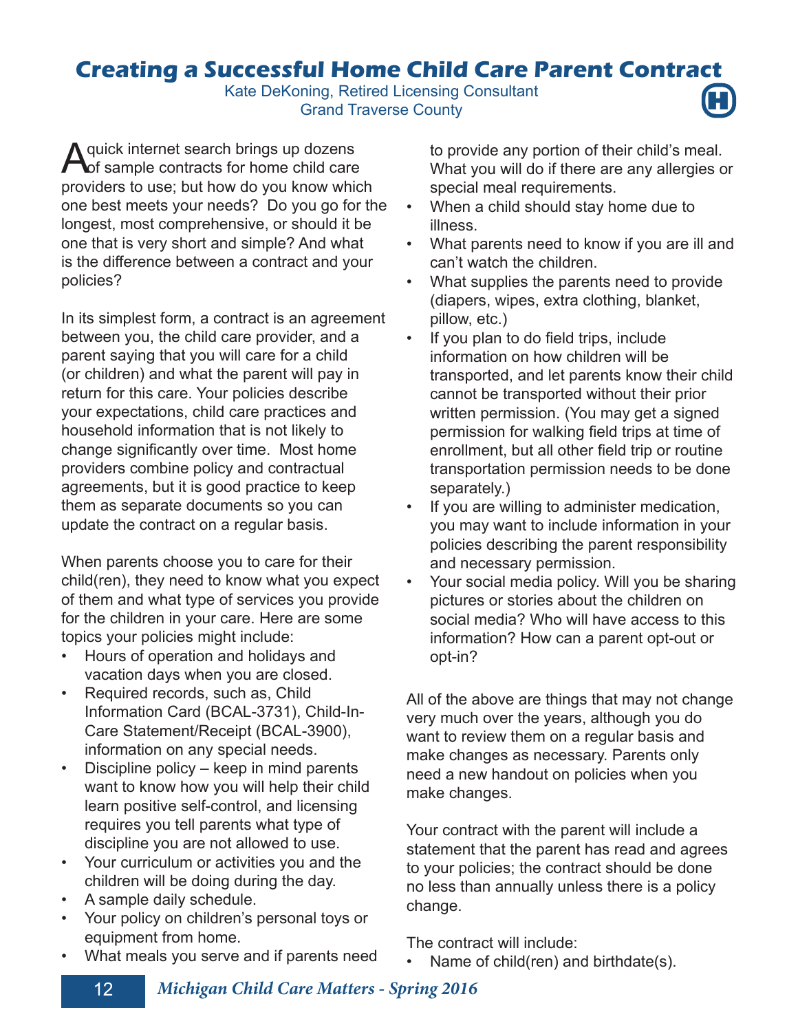# Creating a Successful Home Child Care Parent Contract

Kate DeKoning, Retired Licensing Consultant
Grand Traverse County

A quick internet search brings up dozens of sample contracts for home child care providers to use; but how do you know which one best meets your needs? Do you go for the longest, most comprehensive, or should it be one that is very short and simple? And what is the difference between a contract and your policies?

In its simplest form, a contract is an agreement between you, the child care provider, and a parent saying that you will care for a child (or children) and what the parent will pay in return for this care. Your policies describe your expectations, child care practices and household information that is not likely to change significantly over time. Most home providers combine policy and contractual agreements, but it is good practice to keep them as separate documents so you can update the contract on a regular basis.

When parents choose you to care for their child(ren), they need to know what you expect of them and what type of services you provide for the children in your care. Here are some topics your policies might include:

- Hours of operation and holidays and vacation days when you are closed.
- Required records, such as, Child Information Card (BCAL-3731), Child-In-Care Statement/Receipt (BCAL-3900), information on any special needs.
- Discipline policy – keep in mind parents want to know how you will help their child learn positive self-control, and licensing requires you tell parents what type of discipline you are not allowed to use.
- Your curriculum or activities you and the children will be doing during the day.
- A sample daily schedule.
- Your policy on children's personal toys or equipment from home.
- What meals you serve and if parents need to provide any portion of their child's meal. What you will do if there are any allergies or special meal requirements.
- When a child should stay home due to illness.
- What parents need to know if you are ill and can't watch the children.
- What supplies the parents need to provide (diapers, wipes, extra clothing, blanket, pillow, etc.)
- If you plan to do field trips, include information on how children will be transported, and let parents know their child cannot be transported without their prior written permission. (You may get a signed permission for walking field trips at time of enrollment, but all other field trip or routine transportation permission needs to be done separately.)
- If you are willing to administer medication, you may want to include information in your policies describing the parent responsibility and necessary permission.
- Your social media policy. Will you be sharing pictures or stories about the children on social media? Who will have access to this information? How can a parent opt-out or opt-in?

All of the above are things that may not change very much over the years, although you do want to review them on a regular basis and make changes as necessary. Parents only need a new handout on policies when you make changes.

Your contract with the parent will include a statement that the parent has read and agrees to your policies; the contract should be done no less than annually unless there is a policy change.

The contract will include:

- Name of child(ren) and birthdate(s).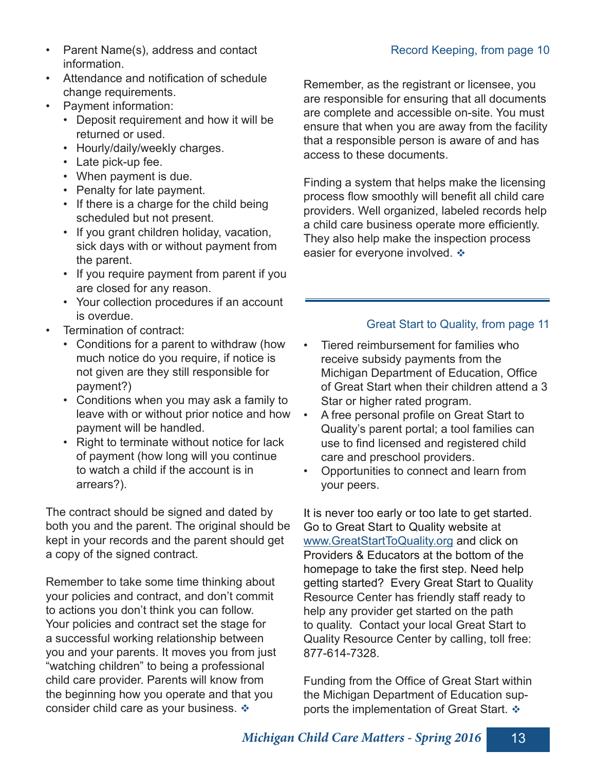- Parent Name(s), address and contact information.
- Attendance and notification of schedule change requirements.
- Payment information:
  - Deposit requirement and how it will be returned or used.
  - Hourly/daily/weekly charges.
  - Late pick-up fee.
  - When payment is due.
  - Penalty for late payment.
  - If there is a charge for the child being scheduled but not present.
  - If you grant children holiday, vacation, sick days with or without payment from the parent.
  - If you require payment from parent if you are closed for any reason.
  - Your collection procedures if an account is overdue.
- Termination of contract:
  - Conditions for a parent to withdraw (how much notice do you require, if notice is not given are they still responsible for payment?)
  - Conditions when you may ask a family to leave with or without prior notice and how payment will be handled.
  - Right to terminate without notice for lack of payment (how long will you continue to watch a child if the account is in arrears?).

The contract should be signed and dated by both you and the parent. The original should be kept in your records and the parent should get a copy of the signed contract.

Remember to take some time thinking about your policies and contract, and don't commit to actions you don't think you can follow. Your policies and contract set the stage for a successful working relationship between you and your parents. It moves you from just "watching children" to being a professional child care provider. Parents will know from the beginning how you operate and that you consider child care as your business. ❖

Record Keeping, from page 10

Remember, as the registrant or licensee, you are responsible for ensuring that all documents are complete and accessible on-site. You must ensure that when you are away from the facility that a responsible person is aware of and has access to these documents.

Finding a system that helps make the licensing process flow smoothly will benefit all child care providers. Well organized, labeled records help a child care business operate more efficiently. They also help make the inspection process easier for everyone involved. ❖

Great Start to Quality, from page 11

- Tiered reimbursement for families who receive subsidy payments from the Michigan Department of Education, Office of Great Start when their children attend a 3 Star or higher rated program.
- A free personal profile on Great Start to Quality's parent portal; a tool families can use to find licensed and registered child care and preschool providers.
- Opportunities to connect and learn from your peers.

It is never too early or too late to get started. Go to Great Start to Quality website at www.GreatStartToQuality.org and click on Providers & Educators at the bottom of the homepage to take the first step. Need help getting started? Every Great Start to Quality Resource Center has friendly staff ready to help any provider get started on the path to quality. Contact your local Great Start to Quality Resource Center by calling, toll free: 877-614-7328.

Funding from the Office of Great Start within the Michigan Department of Education supports the implementation of Great Start. ❖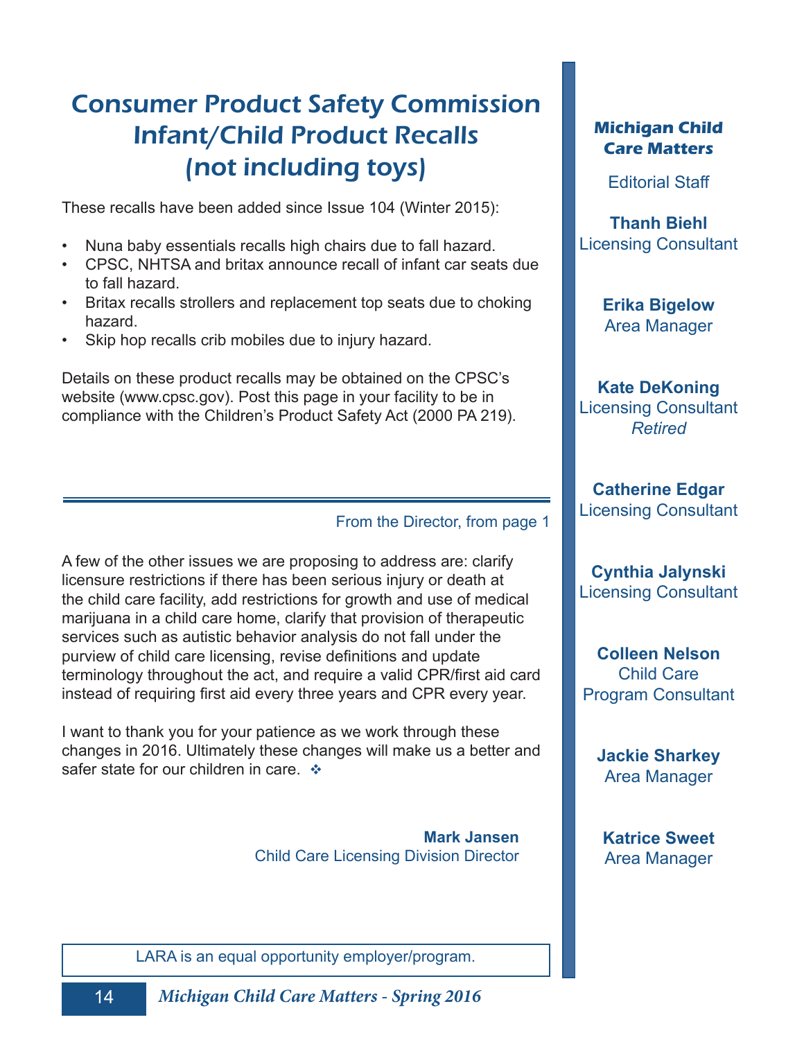# Consumer Product Safety Commission Infant/Child Product Recalls (not including toys)

These recalls have been added since Issue 104 (Winter 2015):

- Nuna baby essentials recalls high chairs due to fall hazard.
- CPSC, NHTSA and britax announce recall of infant car seats due to fall hazard.
- Britax recalls strollers and replacement top seats due to choking hazard.
- Skip hop recalls crib mobiles due to injury hazard.

Details on these product recalls may be obtained on the CPSC's website (www.cpsc.gov). Post this page in your facility to be in compliance with the Children's Product Safety Act (2000 PA 219).

---

From the Director, from page 1

A few of the other issues we are proposing to address are: clarify licensure restrictions if there has been serious injury or death at the child care facility, add restrictions for growth and use of medical marijuana in a child care home, clarify that provision of therapeutic services such as autistic behavior analysis do not fall under the purview of child care licensing, revise definitions and update terminology throughout the act, and require a valid CPR/first aid card instead of requiring first aid every three years and CPR every year.

I want to thank you for your patience as we work through these changes in 2016. Ultimately these changes will make us a better and safer state for our children in care. ❖

**Mark Jansen**
Child Care Licensing Division Director

LARA is an equal opportunity employer/program.

**Michigan Child Care Matters**

Editorial Staff

**Thanh Biehl**
Licensing Consultant

**Erika Bigelow**
Area Manager

**Kate DeKoning**
Licensing Consultant
*Retired*

**Catherine Edgar**
Licensing Consultant

**Cynthia Jalynski**
Licensing Consultant

**Colleen Nelson**
Child Care Program Consultant

**Jackie Sharkey**
Area Manager

**Katrice Sweet**
Area Manager